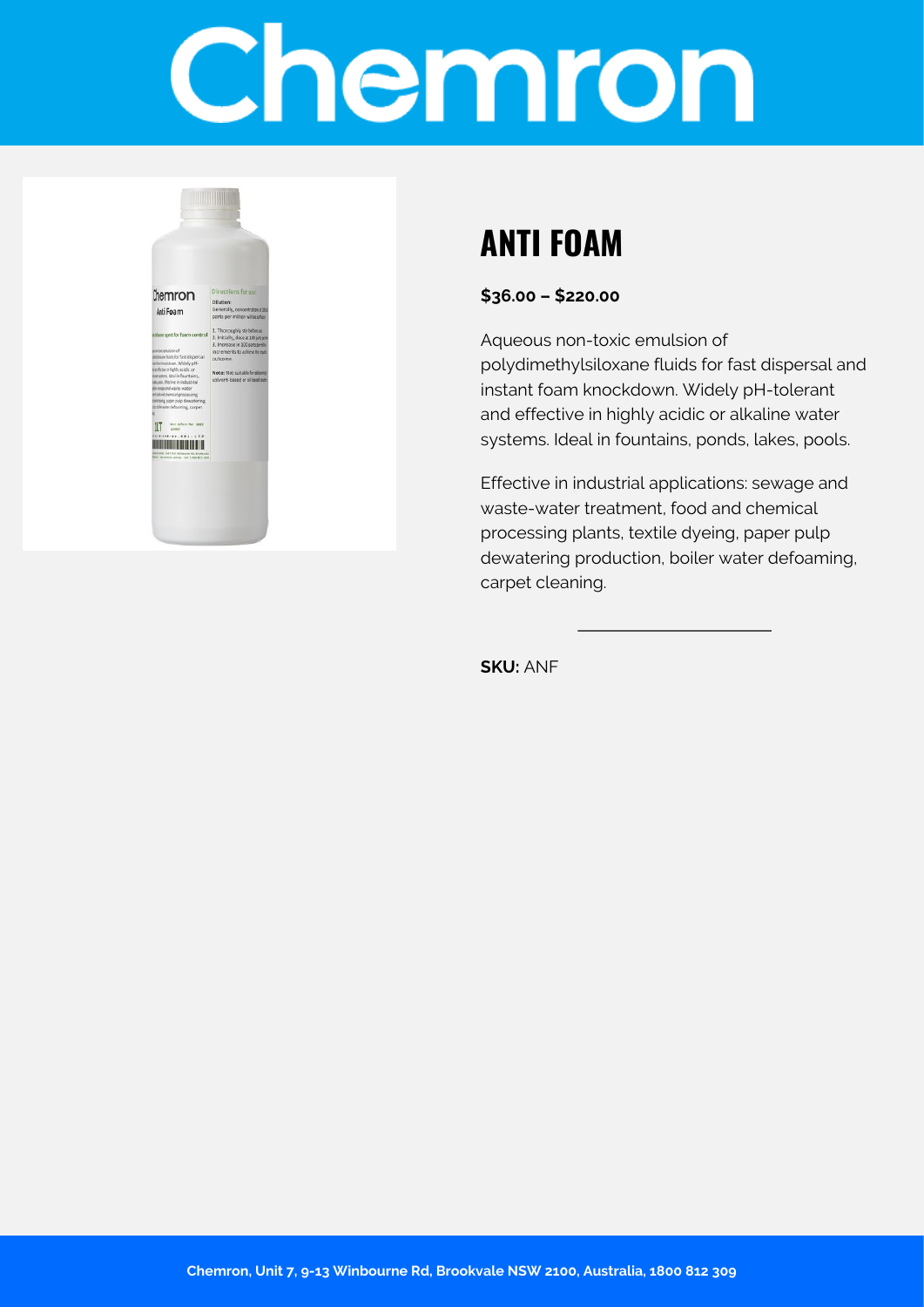# Chemron

## ANTI FOAM

**$36.00 – $220.00**

Aqueous non-toxic emulsion of polydimethylsiloxane fluids for fast dispersal and instant foam knockdown. Widely pH-tolerant and effective in highly acidic or alkaline water systems. Ideal in fountains, ponds, lakes, pools.

Effective in industrial applications: sewage and waste-water treatment, food and chemical processing plants, textile dyeing, paper pulp dewatering production, boiler water defoaming, carpet cleaning.

---

**SKU:** ANF

Chemron, Unit 7, 9-13 Winbourne Rd, Brookvale NSW 2100, Australia, 1800 812 309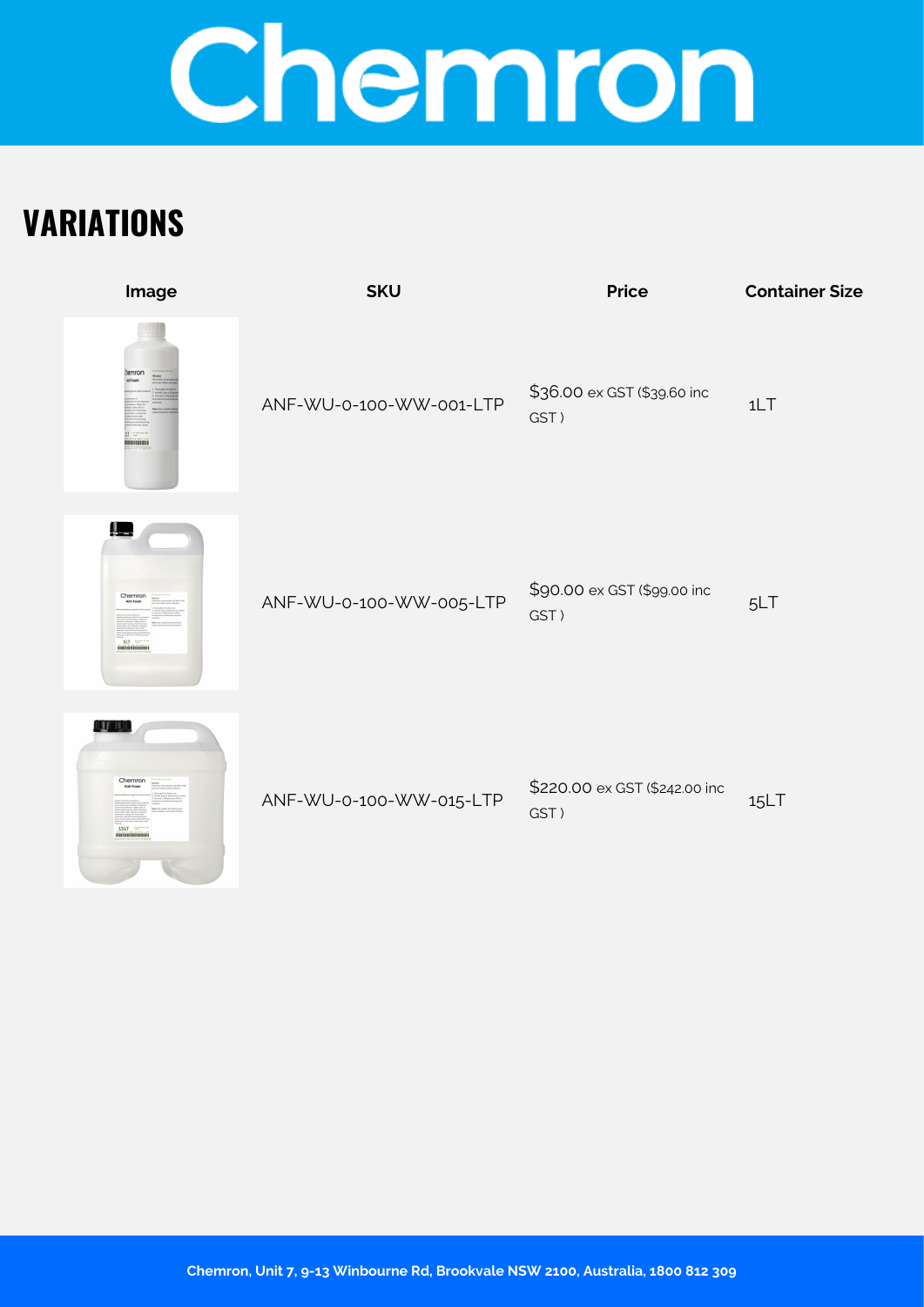## VARIATIONS

| Image | SKU | Price | Container Size |
|---|---|---|---|
| | ANF-WU-0-100-WW-001-LTP | $36.00 ex GST ($39.60 inc GST ) | 1LT |
| | ANF-WU-0-100-WW-005-LTP | $90.00 ex GST ($99.00 inc GST ) | 5LT |
| | ANF-WU-0-100-WW-015-LTP | $220.00 ex GST ($242.00 inc GST ) | 15LT |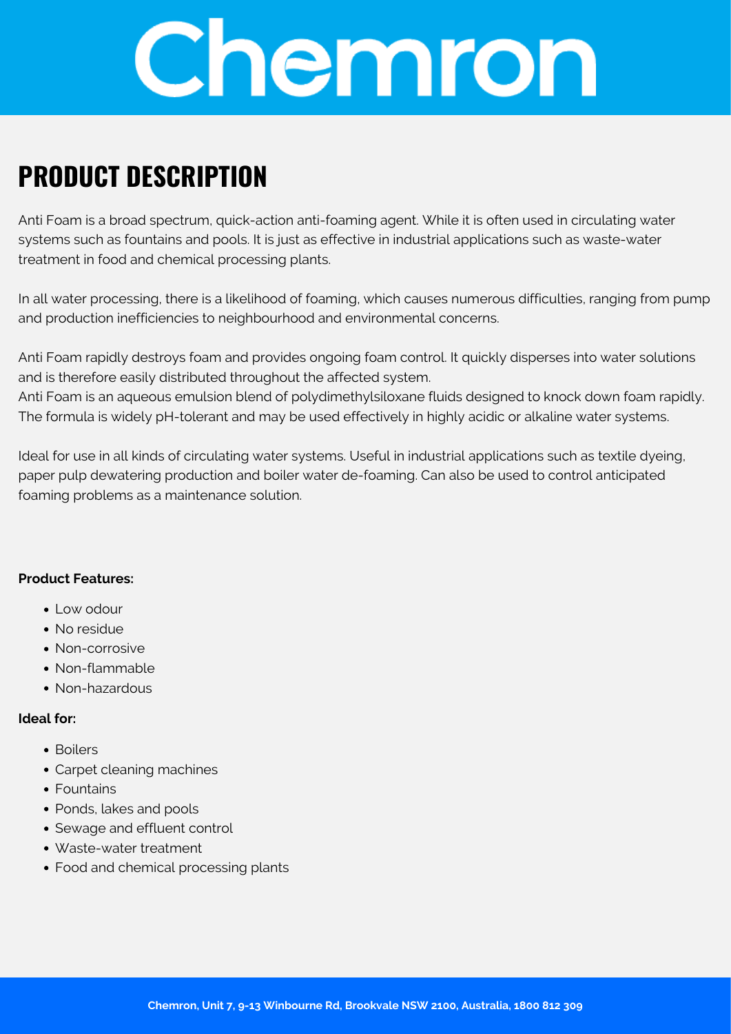# Chemron

## PRODUCT DESCRIPTION

Anti Foam is a broad spectrum, quick-action anti-foaming agent. While it is often used in circulating water systems such as fountains and pools. It is just as effective in industrial applications such as waste-water treatment in food and chemical processing plants.

In all water processing, there is a likelihood of foaming, which causes numerous difficulties, ranging from pump and production inefficiencies to neighbourhood and environmental concerns.

Anti Foam rapidly destroys foam and provides ongoing foam control. It quickly disperses into water solutions and is therefore easily distributed throughout the affected system.
Anti Foam is an aqueous emulsion blend of polydimethylsiloxane fluids designed to knock down foam rapidly. The formula is widely pH-tolerant and may be used effectively in highly acidic or alkaline water systems.

Ideal for use in all kinds of circulating water systems. Useful in industrial applications such as textile dyeing, paper pulp dewatering production and boiler water de-foaming. Can also be used to control anticipated foaming problems as a maintenance solution.

**Product Features:**

- Low odour
- No residue
- Non-corrosive
- Non-flammable
- Non-hazardous

**Ideal for:**

- Boilers
- Carpet cleaning machines
- Fountains
- Ponds, lakes and pools
- Sewage and effluent control
- Waste-water treatment
- Food and chemical processing plants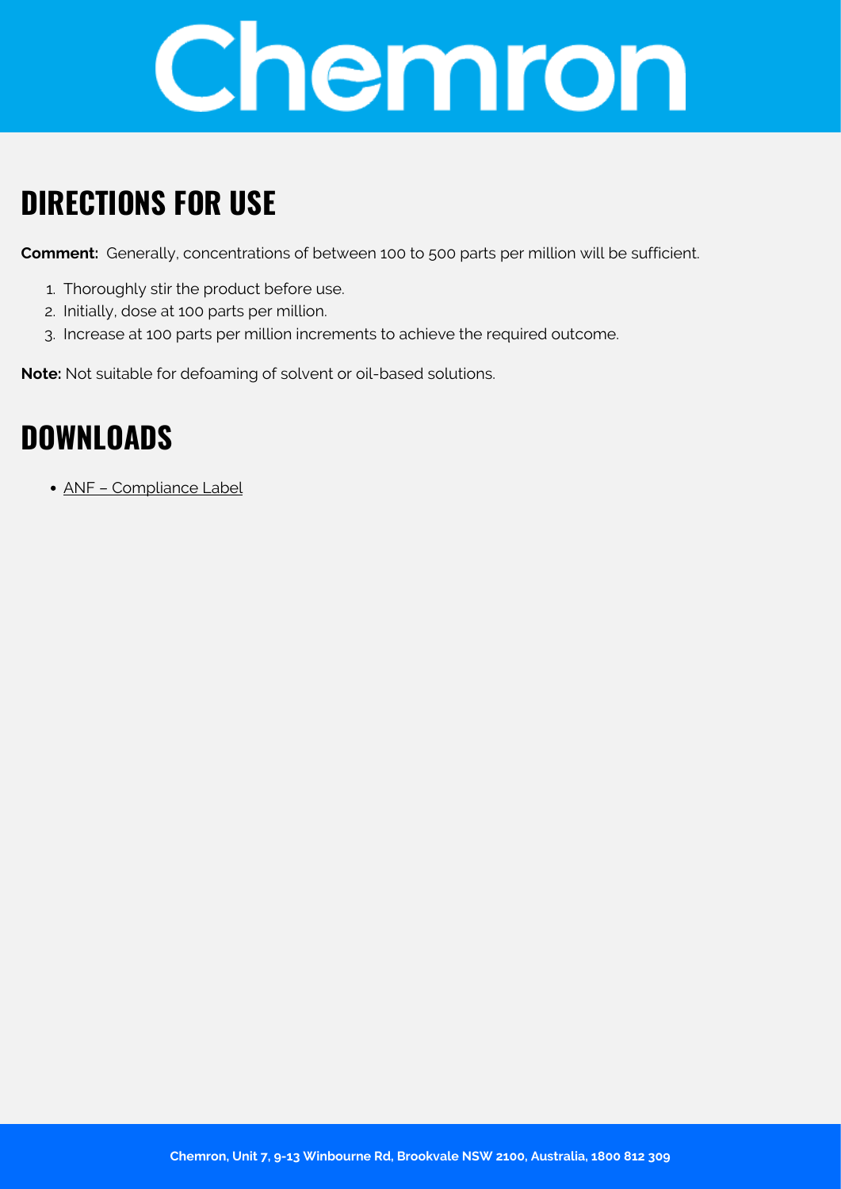## DIRECTIONS FOR USE

**Comment:** Generally, concentrations of between 100 to 500 parts per million will be sufficient.

1. Thoroughly stir the product before use.
2. Initially, dose at 100 parts per million.
3. Increase at 100 parts per million increments to achieve the required outcome.

**Note:** Not suitable for defoaming of solvent or oil-based solutions.

## DOWNLOADS

- ANF – Compliance Label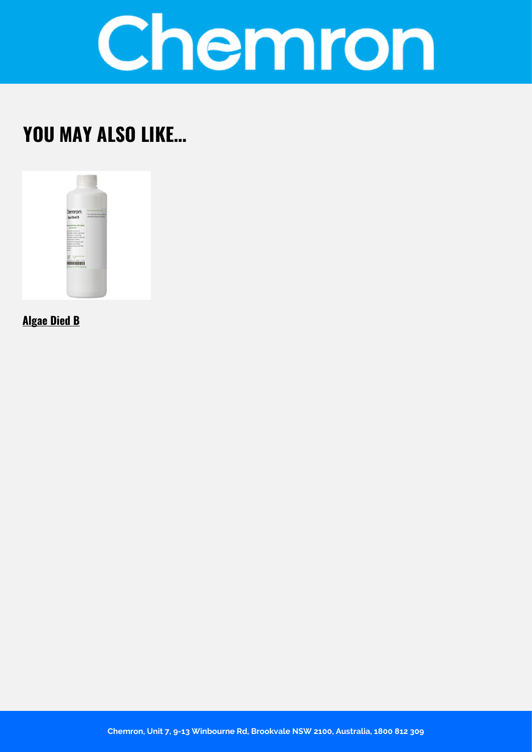## YOU MAY ALSO LIKE...

**Algae Died B**